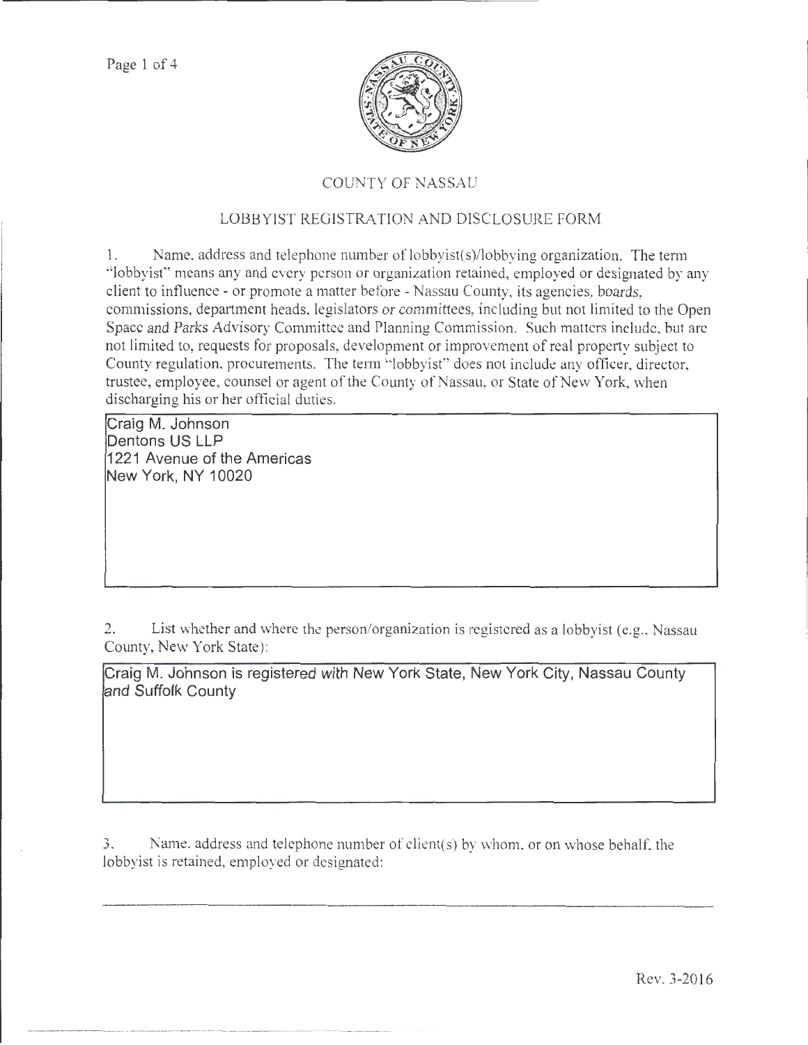# COUNTY OF NASSAU

## LOBBYIST REGISTRATION AND DISCLOSURE FORM

1. Name, address and telephone number of lobbyist(s)/lobbying organization. The term "lobbyist" means any and every person or organization retained, employed or designated by any client to influence - or promote a matter before - Nassau County, its agencies, boards, commissions, department heads, legislators or committees, including but not limited to the Open Space and Parks Advisory Committee and Planning Commission. Such matters include, but are not limited to, requests for proposals, development or improvement of real property subject to County regulation, procurements. The term "lobbyist" does not include any officer, director, trustee, employee, counsel or agent of the County of Nassau, or State of New York, when discharging his or her official duties.

Craig M. Johnson
Dentons US LLP
1221 Avenue of the Americas
New York, NY 10020

2. List whether and where the person/organization is registered as a lobbyist (e.g., Nassau County, New York State):

Craig M. Johnson is registered with New York State, New York City, Nassau County and Suffolk County

3. Name, address and telephone number of client(s) by whom, or on whose behalf, the lobbyist is retained, employed or designated:

Rev. 3-2016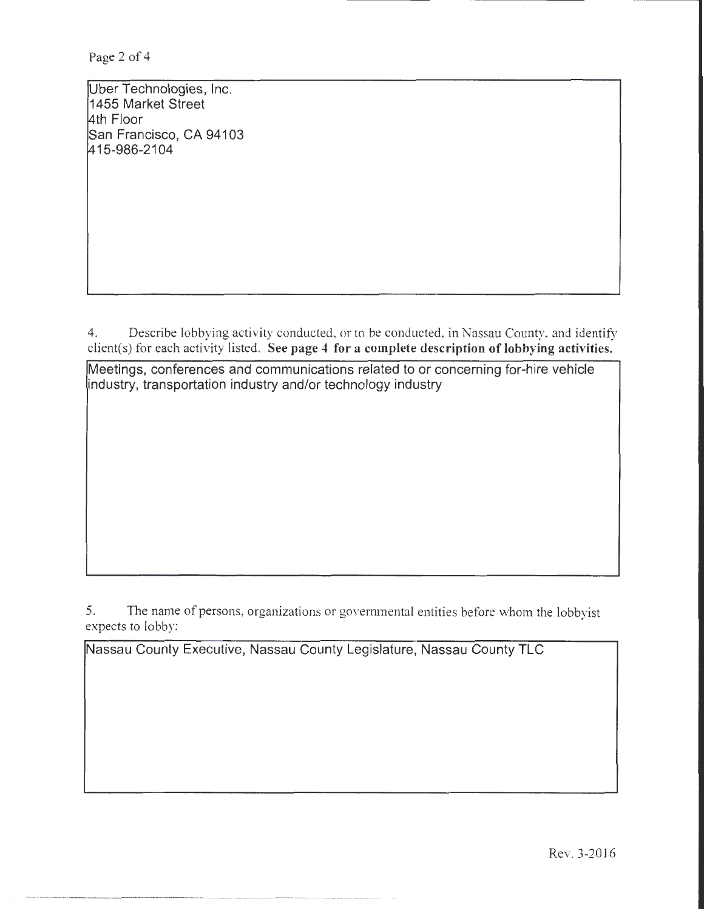Uber Technologies, Inc.
1455 Market Street
4th Floor
San Francisco, CA 94103
415-986-2104

4. Describe lobbying activity conducted, or to be conducted, in Nassau County, and identify client(s) for each activity listed. **See page 4 for a complete description of lobbying activities.**

Meetings, conferences and communications related to or concerning for-hire vehicle industry, transportation industry and/or technology industry

5. The name of persons, organizations or governmental entities before whom the lobbyist expects to lobby:

Nassau County Executive, Nassau County Legislature, Nassau County TLC

Rev. 3-2016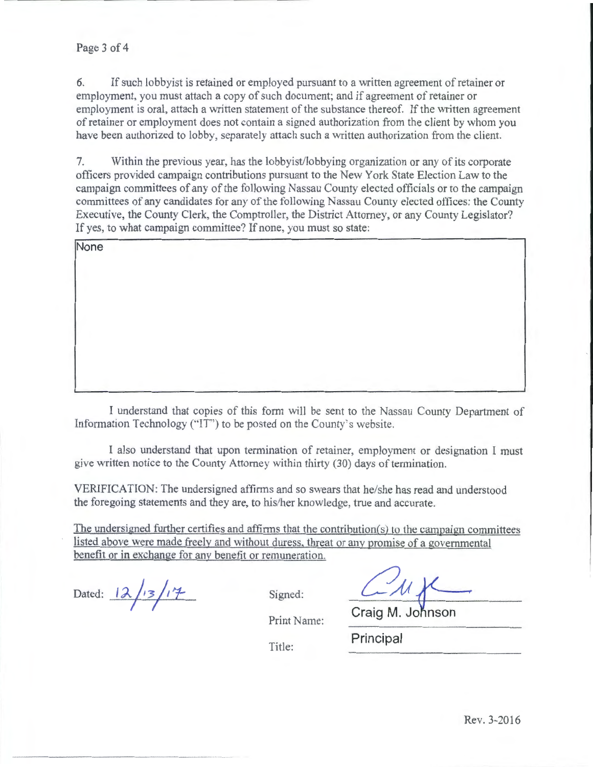6. If such lobbyist is retained or employed pursuant to a written agreement of retainer or employment, you must attach a copy of such document; and if agreement of retainer or employment is oral, attach a written statement of the substance thereof. If the written agreement of retainer or employment does not contain a signed authorization from the client by whom you have been authorized to lobby, separately attach such a written authorization from the client.

7. Within the previous year, has the lobbyist/lobbying organization or any of its corporate officers provided campaign contributions pursuant to the New York State Election Law to the campaign committees of any of the following Nassau County elected officials or to the campaign committees of any candidates for any of the following Nassau County elected offices: the County Executive, the County Clerk, the Comptroller, the District Attorney, or any County Legislator? If yes, to what campaign committee? If none, you must so state:

None

I understand that copies of this form will be sent to the Nassau County Department of Information Technology ("IT") to be posted on the County's website.

I also understand that upon termination of retainer, employment or designation I must give written notice to the County Attorney within thirty (30) days of termination.

VERIFICATION: The undersigned affirms and so swears that he/she has read and understood the foregoing statements and they are, to his/her knowledge, true and accurate.

The undersigned further certifies and affirms that the contribution(s) to the campaign committees listed above were made freely and without duress, threat or any promise of a governmental benefit or in exchange for any benefit or remuneration.

Dated: 12/13/17

Signed: [signature]

Print Name: Craig M. Johnson

Title: Principal

Rev. 3-2016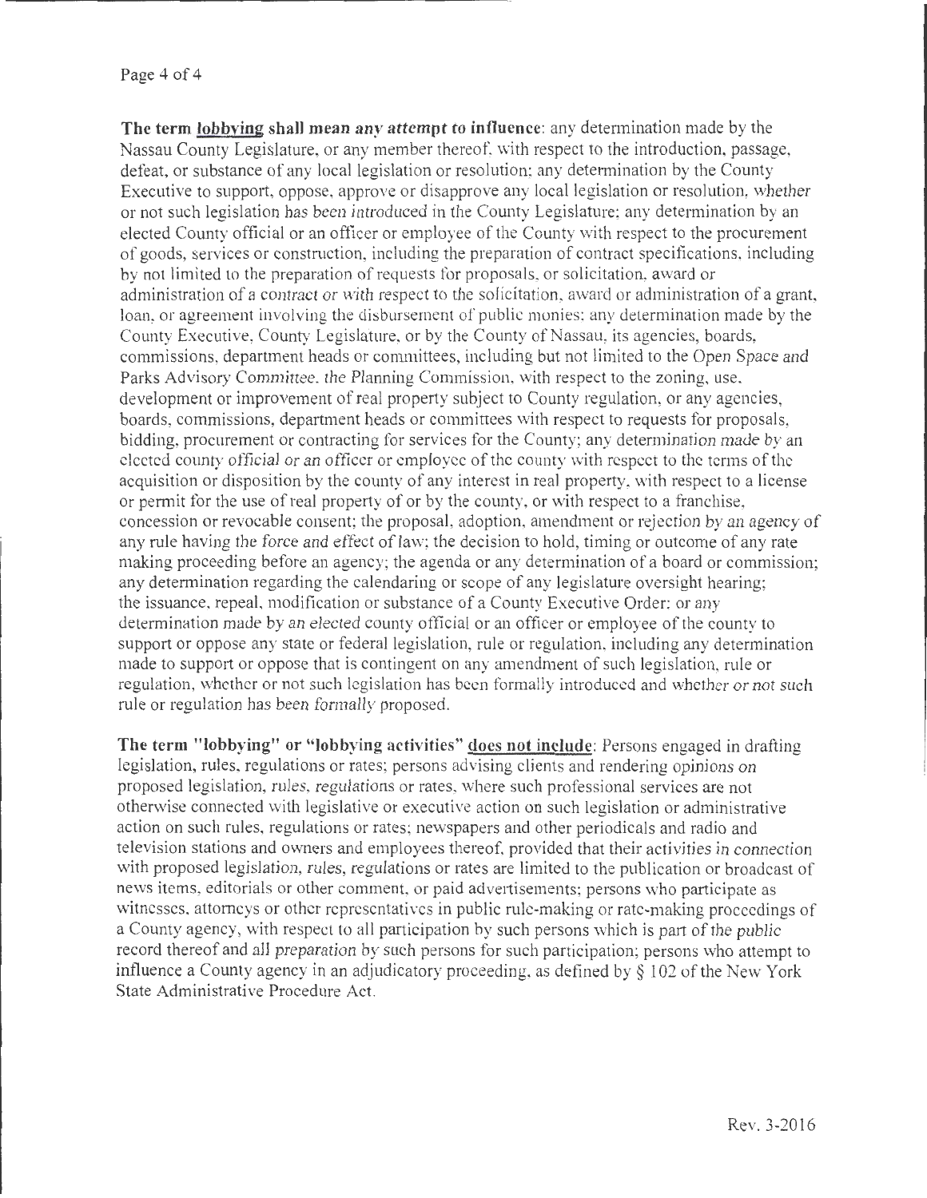**The term <u>lobbying</u> shall mean any attempt to influence**: any determination made by the Nassau County Legislature, or any member thereof, with respect to the introduction, passage, defeat, or substance of any local legislation or resolution; any determination by the County Executive to support, oppose, approve or disapprove any local legislation or resolution, whether or not such legislation has been introduced in the County Legislature; any determination by an elected County official or an officer or employee of the County with respect to the procurement of goods, services or construction, including the preparation of contract specifications, including by not limited to the preparation of requests for proposals, or solicitation, award or administration of a contract or with respect to the solicitation, award or administration of a grant, loan, or agreement involving the disbursement of public monies; any determination made by the County Executive, County Legislature, or by the County of Nassau, its agencies, boards, commissions, department heads or committees, including but not limited to the Open Space and Parks Advisory Committee, the Planning Commission, with respect to the zoning, use, development or improvement of real property subject to County regulation, or any agencies, boards, commissions, department heads or committees with respect to requests for proposals, bidding, procurement or contracting for services for the County; any determination made by an elected county official or an officer or employee of the county with respect to the terms of the acquisition or disposition by the county of any interest in real property, with respect to a license or permit for the use of real property of or by the county, or with respect to a franchise, concession or revocable consent; the proposal, adoption, amendment or rejection by an agency of any rule having the force and effect of law; the decision to hold, timing or outcome of any rate making proceeding before an agency; the agenda or any determination of a board or commission; any determination regarding the calendaring or scope of any legislature oversight hearing; the issuance, repeal, modification or substance of a County Executive Order; or any determination made by an elected county official or an officer or employee of the county to support or oppose any state or federal legislation, rule or regulation, including any determination made to support or oppose that is contingent on any amendment of such legislation, rule or regulation, whether or not such legislation has been formally introduced and whether or not such rule or regulation has been formally proposed.

**The term "lobbying" or "lobbying activities" <u>does not include</u>**: Persons engaged in drafting legislation, rules, regulations or rates; persons advising clients and rendering opinions on proposed legislation, rules, regulations or rates, where such professional services are not otherwise connected with legislative or executive action on such legislation or administrative action on such rules, regulations or rates; newspapers and other periodicals and radio and television stations and owners and employees thereof, provided that their activities in connection with proposed legislation, rules, regulations or rates are limited to the publication or broadcast of news items, editorials or other comment, or paid advertisements; persons who participate as witnesses, attorneys or other representatives in public rule-making or rate-making proceedings of a County agency, with respect to all participation by such persons which is part of the public record thereof and all preparation by such persons for such participation; persons who attempt to influence a County agency in an adjudicatory proceeding, as defined by § 102 of the New York State Administrative Procedure Act.

Rev. 3-2016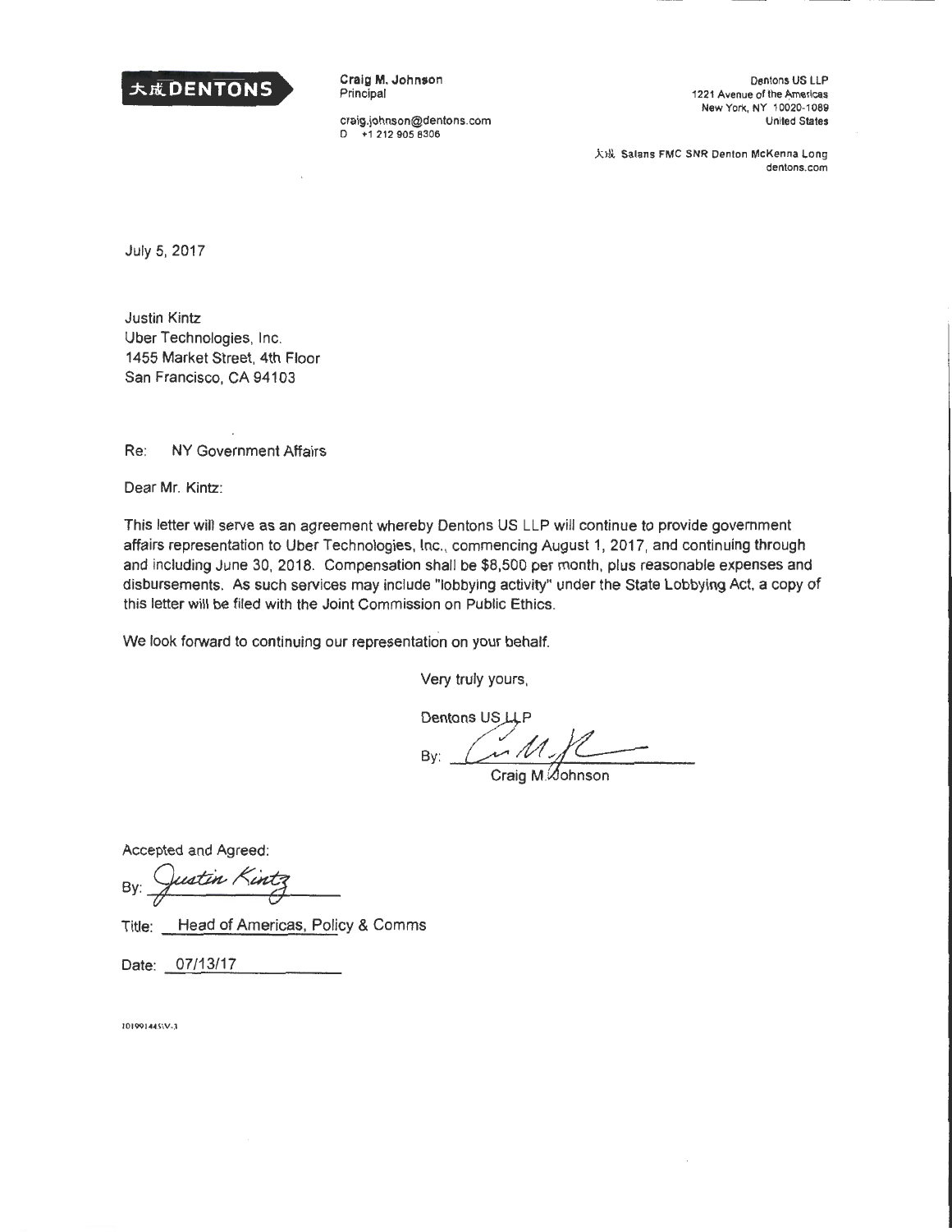大成 DENTONS

**Craig M. Johnson**
Principal

craig.johnson@dentons.com
D +1 212 905 8306

Dentons US LLP
1221 Avenue of the Americas
New York, NY 10020-1089
United States

大成 Salans FMC SNR Denton McKenna Long
dentons.com

July 5, 2017

Justin Kintz
Uber Technologies, Inc.
1455 Market Street, 4th Floor
San Francisco, CA 94103

Re: NY Government Affairs

Dear Mr. Kintz:

This letter will serve as an agreement whereby Dentons US LLP will continue to provide government affairs representation to Uber Technologies, Inc., commencing August 1, 2017, and continuing through and including June 30, 2018. Compensation shall be $8,500 per month, plus reasonable expenses and disbursements. As such services may include "lobbying activity" under the State Lobbying Act, a copy of this letter will be filed with the Joint Commission on Public Ethics.

We look forward to continuing our representation on your behalf.

Very truly yours,

Dentons US LLP

By: ______________________
Craig M. Johnson

Accepted and Agreed:

By: Justin Kintz

Title: Head of Americas, Policy & Comms

Date: 07/13/17

101991445\V-1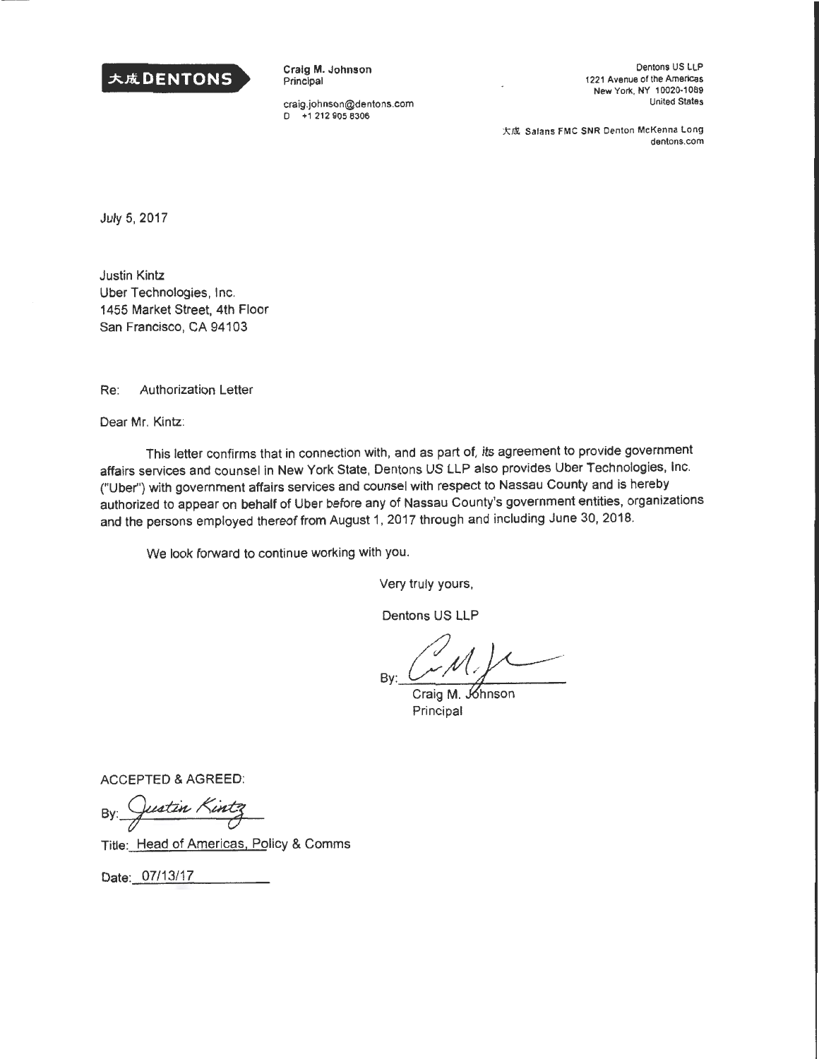大成 DENTONS

**Craig M. Johnson**
Principal

craig.johnson@dentons.com
D +1 212 905 8306

Dentons US LLP
1221 Avenue of the Americas
New York, NY 10020-1089
United States

大成 Salans FMC SNR Denton McKenna Long
dentons.com

July 5, 2017

Justin Kintz
Uber Technologies, Inc.
1455 Market Street, 4th Floor
San Francisco, CA 94103

Re: Authorization Letter

Dear Mr. Kintz:

This letter confirms that in connection with, and as part of, its agreement to provide government affairs services and counsel in New York State, Dentons US LLP also provides Uber Technologies, Inc. ("Uber") with government affairs services and counsel with respect to Nassau County and is hereby authorized to appear on behalf of Uber before any of Nassau County's government entities, organizations and the persons employed thereof from August 1, 2017 through and including June 30, 2018.

We look forward to continue working with you.

Very truly yours,

Dentons US LLP

By: [signature]
Craig M. Johnson
Principal

ACCEPTED & AGREED:

By: Justin Kintz

Title: Head of Americas, Policy & Comms

Date: 07/13/17